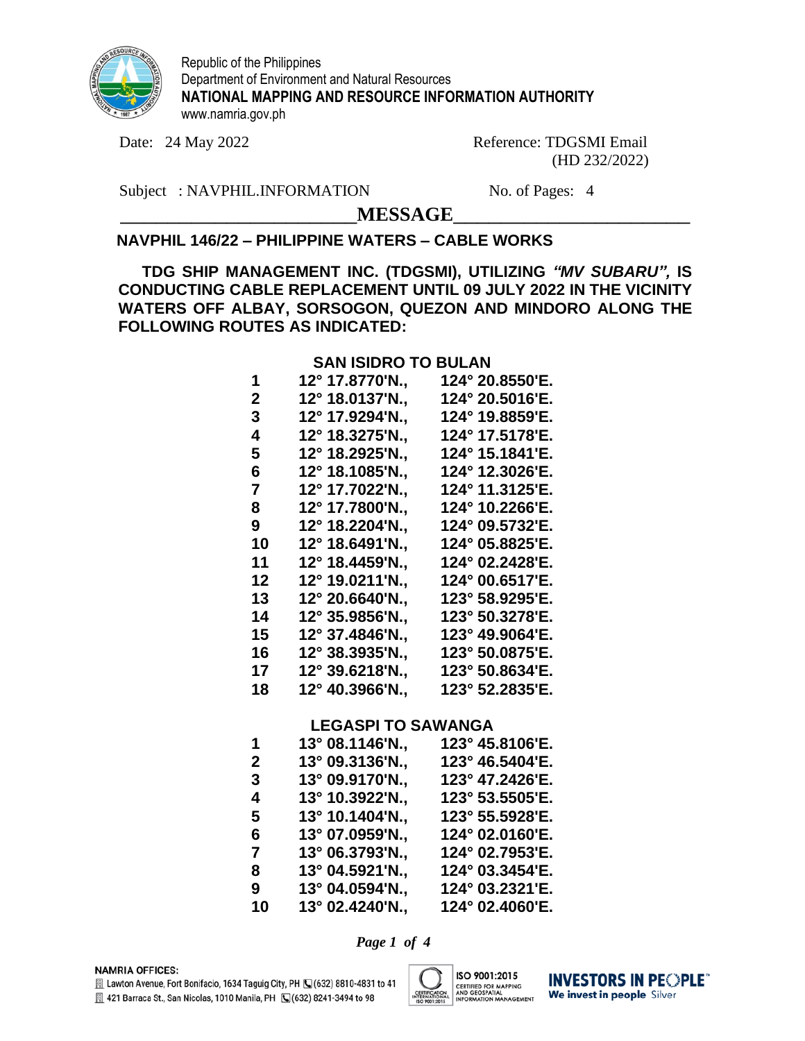Republic of the Philippines
Department of Environment and Natural Resources
**NATIONAL MAPPING AND RESOURCE INFORMATION AUTHORITY**
www.namria.gov.ph

Date: 24 May 2022

Reference: TDGSMI Email (HD 232/2022)

Subject : NAVPHIL.INFORMATION

No. of Pages: 4

## MESSAGE

**NAVPHIL 146/22 – PHILIPPINE WATERS – CABLE WORKS**

**TDG SHIP MANAGEMENT INC. (TDGSMI), UTILIZING *"MV SUBARU",* IS CONDUCTING CABLE REPLACEMENT UNTIL 09 JULY 2022 IN THE VICINITY WATERS OFF ALBAY, SORSOGON, QUEZON AND MINDORO ALONG THE FOLLOWING ROUTES AS INDICATED:**

**SAN ISIDRO TO BULAN**

| | | |
|---|---|---|
| 1 | 12° 17.8770'N., | 124° 20.8550'E. |
| 2 | 12° 18.0137'N., | 124° 20.5016'E. |
| 3 | 12° 17.9294'N., | 124° 19.8859'E. |
| 4 | 12° 18.3275'N., | 124° 17.5178'E. |
| 5 | 12° 18.2925'N., | 124° 15.1841'E. |
| 6 | 12° 18.1085'N., | 124° 12.3026'E. |
| 7 | 12° 17.7022'N., | 124° 11.3125'E. |
| 8 | 12° 17.7800'N., | 124° 10.2266'E. |
| 9 | 12° 18.2204'N., | 124° 09.5732'E. |
| 10 | 12° 18.6491'N., | 124° 05.8825'E. |
| 11 | 12° 18.4459'N., | 124° 02.2428'E. |
| 12 | 12° 19.0211'N., | 124° 00.6517'E. |
| 13 | 12° 20.6640'N., | 123° 58.9295'E. |
| 14 | 12° 35.9856'N., | 123° 50.3278'E. |
| 15 | 12° 37.4846'N., | 123° 49.9064'E. |
| 16 | 12° 38.3935'N., | 123° 50.0875'E. |
| 17 | 12° 39.6218'N., | 123° 50.8634'E. |
| 18 | 12° 40.3966'N., | 123° 52.2835'E. |

**LEGASPI TO SAWANGA**

| | | |
|---|---|---|
| 1 | 13° 08.1146'N., | 123° 45.8106'E. |
| 2 | 13° 09.3136'N., | 123° 46.5404'E. |
| 3 | 13° 09.9170'N., | 123° 47.2426'E. |
| 4 | 13° 10.3922'N., | 123° 53.5505'E. |
| 5 | 13° 10.1404'N., | 123° 55.5928'E. |
| 6 | 13° 07.0959'N., | 124° 02.0160'E. |
| 7 | 13° 06.3793'N., | 124° 02.7953'E. |
| 8 | 13° 04.5921'N., | 124° 03.3454'E. |
| 9 | 13° 04.0594'N., | 124° 03.2321'E. |
| 10 | 13° 02.4240'N., | 124° 02.4060'E. |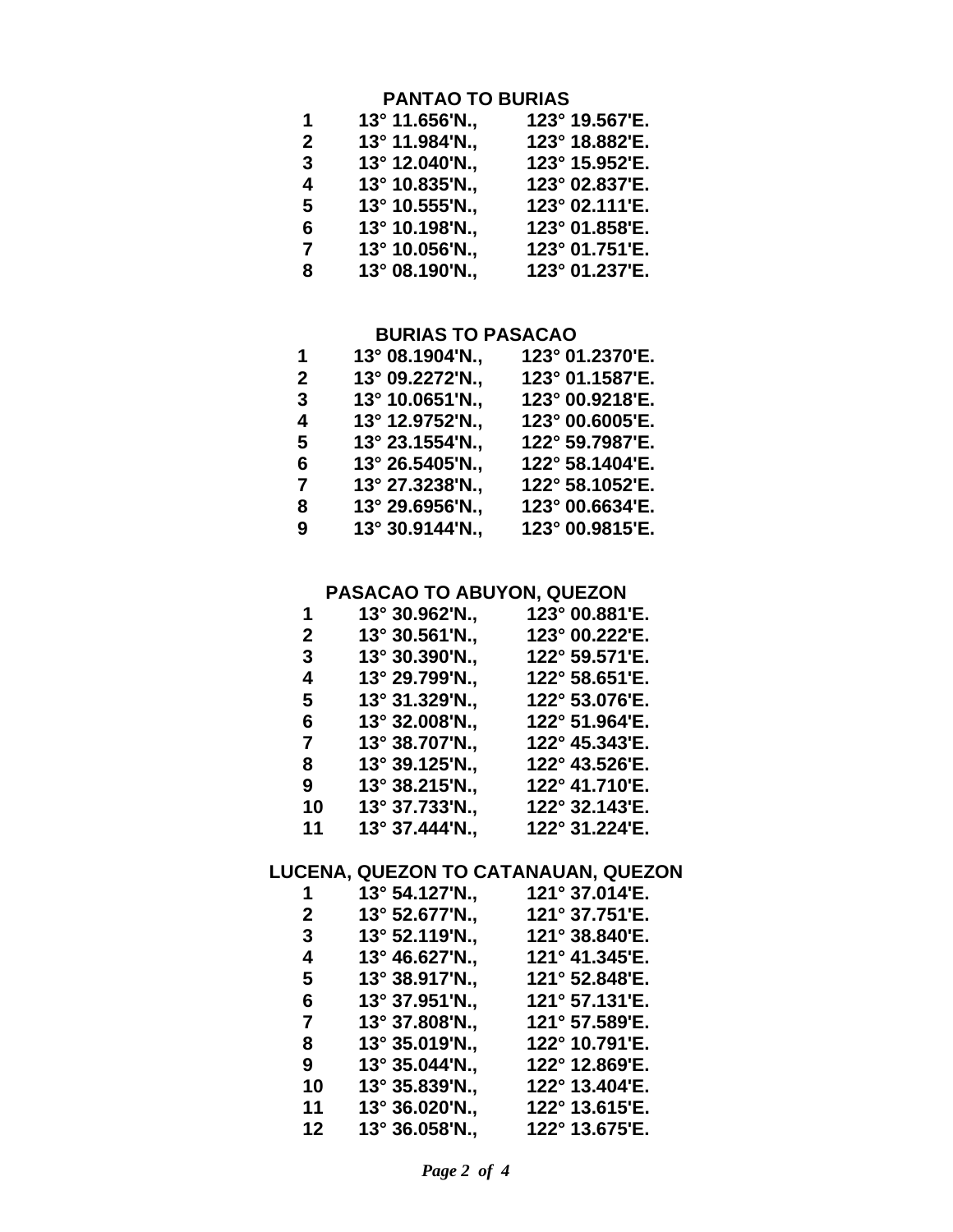## PANTAO TO BURIAS

| | | |
|---|---|---|
| 1 | 13° 11.656'N., | 123° 19.567'E. |
| 2 | 13° 11.984'N., | 123° 18.882'E. |
| 3 | 13° 12.040'N., | 123° 15.952'E. |
| 4 | 13° 10.835'N., | 123° 02.837'E. |
| 5 | 13° 10.555'N., | 123° 02.111'E. |
| 6 | 13° 10.198'N., | 123° 01.858'E. |
| 7 | 13° 10.056'N., | 123° 01.751'E. |
| 8 | 13° 08.190'N., | 123° 01.237'E. |

## BURIAS TO PASACAO

| | | |
|---|---|---|
| 1 | 13° 08.1904'N., | 123° 01.2370'E. |
| 2 | 13° 09.2272'N., | 123° 01.1587'E. |
| 3 | 13° 10.0651'N., | 123° 00.9218'E. |
| 4 | 13° 12.9752'N., | 123° 00.6005'E. |
| 5 | 13° 23.1554'N., | 122° 59.7987'E. |
| 6 | 13° 26.5405'N., | 122° 58.1404'E. |
| 7 | 13° 27.3238'N., | 122° 58.1052'E. |
| 8 | 13° 29.6956'N., | 123° 00.6634'E. |
| 9 | 13° 30.9144'N., | 123° 00.9815'E. |

## PASACAO TO ABUYON, QUEZON

| | | |
|---|---|---|
| 1 | 13° 30.962'N., | 123° 00.881'E. |
| 2 | 13° 30.561'N., | 123° 00.222'E. |
| 3 | 13° 30.390'N., | 122° 59.571'E. |
| 4 | 13° 29.799'N., | 122° 58.651'E. |
| 5 | 13° 31.329'N., | 122° 53.076'E. |
| 6 | 13° 32.008'N., | 122° 51.964'E. |
| 7 | 13° 38.707'N., | 122° 45.343'E. |
| 8 | 13° 39.125'N., | 122° 43.526'E. |
| 9 | 13° 38.215'N., | 122° 41.710'E. |
| 10 | 13° 37.733'N., | 122° 32.143'E. |
| 11 | 13° 37.444'N., | 122° 31.224'E. |

## LUCENA, QUEZON TO CATANAUAN, QUEZON

| | | |
|---|---|---|
| 1 | 13° 54.127'N., | 121° 37.014'E. |
| 2 | 13° 52.677'N., | 121° 37.751'E. |
| 3 | 13° 52.119'N., | 121° 38.840'E. |
| 4 | 13° 46.627'N., | 121° 41.345'E. |
| 5 | 13° 38.917'N., | 121° 52.848'E. |
| 6 | 13° 37.951'N., | 121° 57.131'E. |
| 7 | 13° 37.808'N., | 121° 57.589'E. |
| 8 | 13° 35.019'N., | 122° 10.791'E. |
| 9 | 13° 35.044'N., | 122° 12.869'E. |
| 10 | 13° 35.839'N., | 122° 13.404'E. |
| 11 | 13° 36.020'N., | 122° 13.615'E. |
| 12 | 13° 36.058'N., | 122° 13.675'E. |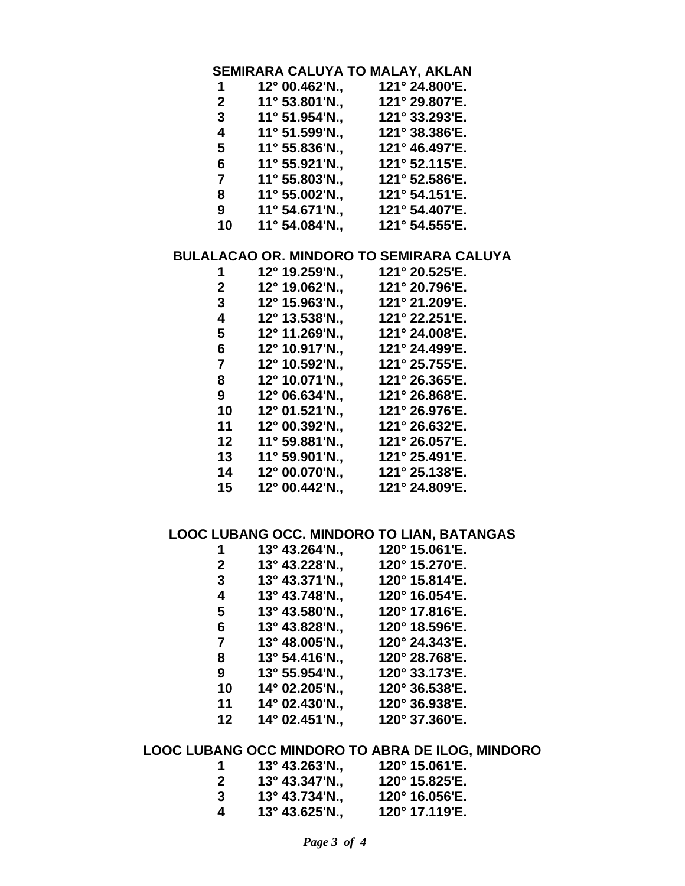### SEMIRARA CALUYA TO MALAY, AKLAN

| | | |
|---|---|---|
| 1 | 12° 00.462'N., | 121° 24.800'E. |
| 2 | 11° 53.801'N., | 121° 29.807'E. |
| 3 | 11° 51.954'N., | 121° 33.293'E. |
| 4 | 11° 51.599'N., | 121° 38.386'E. |
| 5 | 11° 55.836'N., | 121° 46.497'E. |
| 6 | 11° 55.921'N., | 121° 52.115'E. |
| 7 | 11° 55.803'N., | 121° 52.586'E. |
| 8 | 11° 55.002'N., | 121° 54.151'E. |
| 9 | 11° 54.671'N., | 121° 54.407'E. |
| 10 | 11° 54.084'N., | 121° 54.555'E. |

### BULALACAO OR. MINDORO TO SEMIRARA CALUYA

| | | |
|---|---|---|
| 1 | 12° 19.259'N., | 121° 20.525'E. |
| 2 | 12° 19.062'N., | 121° 20.796'E. |
| 3 | 12° 15.963'N., | 121° 21.209'E. |
| 4 | 12° 13.538'N., | 121° 22.251'E. |
| 5 | 12° 11.269'N., | 121° 24.008'E. |
| 6 | 12° 10.917'N., | 121° 24.499'E. |
| 7 | 12° 10.592'N., | 121° 25.755'E. |
| 8 | 12° 10.071'N., | 121° 26.365'E. |
| 9 | 12° 06.634'N., | 121° 26.868'E. |
| 10 | 12° 01.521'N., | 121° 26.976'E. |
| 11 | 12° 00.392'N., | 121° 26.632'E. |
| 12 | 11° 59.881'N., | 121° 26.057'E. |
| 13 | 11° 59.901'N., | 121° 25.491'E. |
| 14 | 12° 00.070'N., | 121° 25.138'E. |
| 15 | 12° 00.442'N., | 121° 24.809'E. |

### LOOC LUBANG OCC. MINDORO TO LIAN, BATANGAS

| | | |
|---|---|---|
| 1 | 13° 43.264'N., | 120° 15.061'E. |
| 2 | 13° 43.228'N., | 120° 15.270'E. |
| 3 | 13° 43.371'N., | 120° 15.814'E. |
| 4 | 13° 43.748'N., | 120° 16.054'E. |
| 5 | 13° 43.580'N., | 120° 17.816'E. |
| 6 | 13° 43.828'N., | 120° 18.596'E. |
| 7 | 13° 48.005'N., | 120° 24.343'E. |
| 8 | 13° 54.416'N., | 120° 28.768'E. |
| 9 | 13° 55.954'N., | 120° 33.173'E. |
| 10 | 14° 02.205'N., | 120° 36.538'E. |
| 11 | 14° 02.430'N., | 120° 36.938'E. |
| 12 | 14° 02.451'N., | 120° 37.360'E. |

### LOOC LUBANG OCC MINDORO TO ABRA DE ILOG, MINDORO

| | | |
|---|---|---|
| 1 | 13° 43.263'N., | 120° 15.061'E. |
| 2 | 13° 43.347'N., | 120° 15.825'E. |
| 3 | 13° 43.734'N., | 120° 16.056'E. |
| 4 | 13° 43.625'N., | 120° 17.119'E. |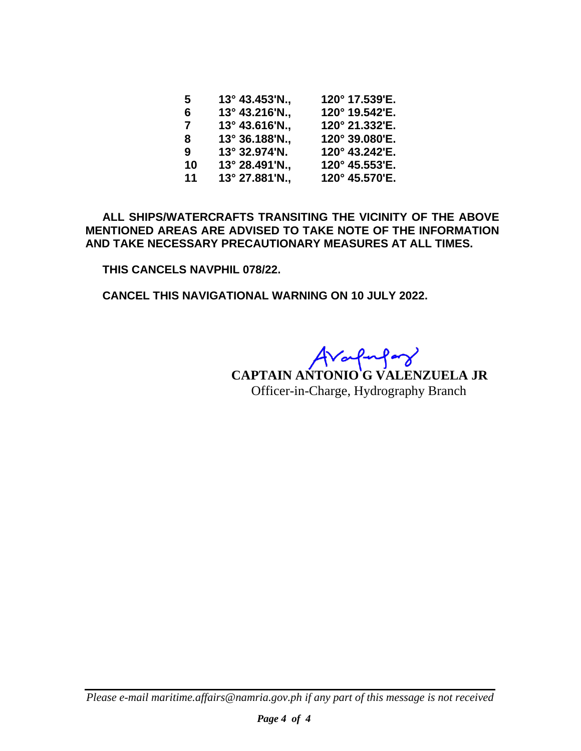| | | |
|---|---|---|
| **5** | **13° 43.453'N.,** | **120° 17.539'E.** |
| **6** | **13° 43.216'N.,** | **120° 19.542'E.** |
| **7** | **13° 43.616'N.,** | **120° 21.332'E.** |
| **8** | **13° 36.188'N.,** | **120° 39.080'E.** |
| **9** | **13° 32.974'N.** | **120° 43.242'E.** |
| **10** | **13° 28.491'N.,** | **120° 45.553'E.** |
| **11** | **13° 27.881'N.,** | **120° 45.570'E.** |

**ALL SHIPS/WATERCRAFTS TRANSITING THE VICINITY OF THE ABOVE MENTIONED AREAS ARE ADVISED TO TAKE NOTE OF THE INFORMATION AND TAKE NECESSARY PRECAUTIONARY MEASURES AT ALL TIMES.**

**THIS CANCELS NAVPHIL 078/22.**

**CANCEL THIS NAVIGATIONAL WARNING ON 10 JULY 2022.**

**CAPTAIN ANTONIO G VALENZUELA JR**
Officer-in-Charge, Hydrography Branch

*Please e-mail maritime.affairs@namria.gov.ph if any part of this message is not received*